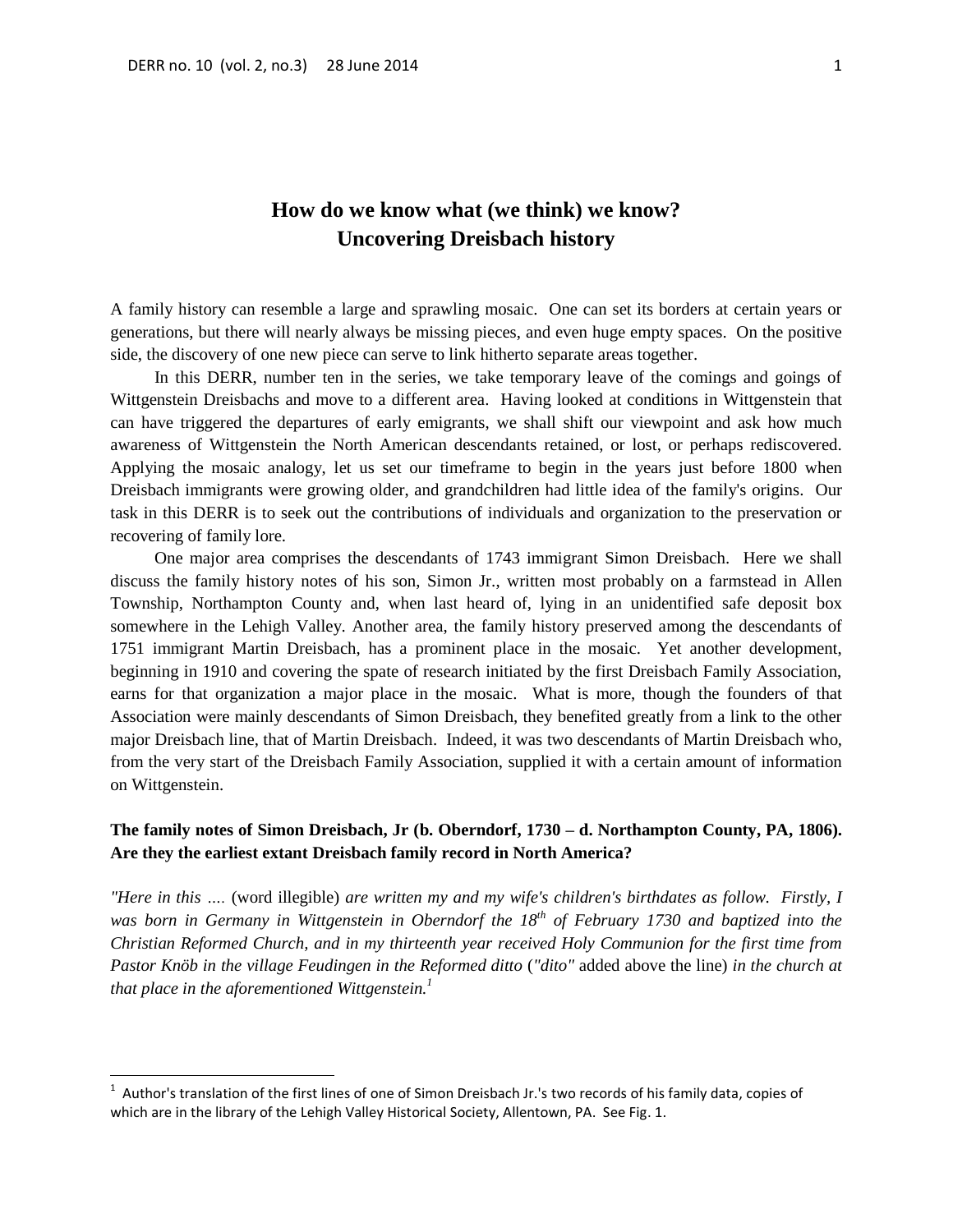# How do we know what (we think) we know?
# Uncovering Dreisbach history

A family history can resemble a large and sprawling mosaic. One can set its borders at certain years or generations, but there will nearly always be missing pieces, and even huge empty spaces. On the positive side, the discovery of one new piece can serve to link hitherto separate areas together.

In this DERR, number ten in the series, we take temporary leave of the comings and goings of Wittgenstein Dreisbachs and move to a different area. Having looked at conditions in Wittgenstein that can have triggered the departures of early emigrants, we shall shift our viewpoint and ask how much awareness of Wittgenstein the North American descendants retained, or lost, or perhaps rediscovered. Applying the mosaic analogy, let us set our timeframe to begin in the years just before 1800 when Dreisbach immigrants were growing older, and grandchildren had little idea of the family's origins. Our task in this DERR is to seek out the contributions of individuals and organization to the preservation or recovering of family lore.

One major area comprises the descendants of 1743 immigrant Simon Dreisbach. Here we shall discuss the family history notes of his son, Simon Jr., written most probably on a farmstead in Allen Township, Northampton County and, when last heard of, lying in an unidentified safe deposit box somewhere in the Lehigh Valley. Another area, the family history preserved among the descendants of 1751 immigrant Martin Dreisbach, has a prominent place in the mosaic. Yet another development, beginning in 1910 and covering the spate of research initiated by the first Dreisbach Family Association, earns for that organization a major place in the mosaic. What is more, though the founders of that Association were mainly descendants of Simon Dreisbach, they benefited greatly from a link to the other major Dreisbach line, that of Martin Dreisbach. Indeed, it was two descendants of Martin Dreisbach who, from the very start of the Dreisbach Family Association, supplied it with a certain amount of information on Wittgenstein.

**The family notes of Simon Dreisbach, Jr (b. Oberndorf, 1730 – d. Northampton County, PA, 1806). Are they the earliest extant Dreisbach family record in North America?**

*"Here in this ….* (word illegible) *are written my and my wife's children's birthdates as follow. Firstly, I was born in Germany in Wittgenstein in Oberndorf the 18th of February 1730 and baptized into the Christian Reformed Church, and in my thirteenth year received Holy Communion for the first time from Pastor Knöb in the village Feudingen in the Reformed ditto* (*"dito"* added above the line) *in the church at that place in the aforementioned Wittgenstein.*[1]

[1] Author's translation of the first lines of one of Simon Dreisbach Jr.'s two records of his family data, copies of which are in the library of the Lehigh Valley Historical Society, Allentown, PA. See Fig. 1.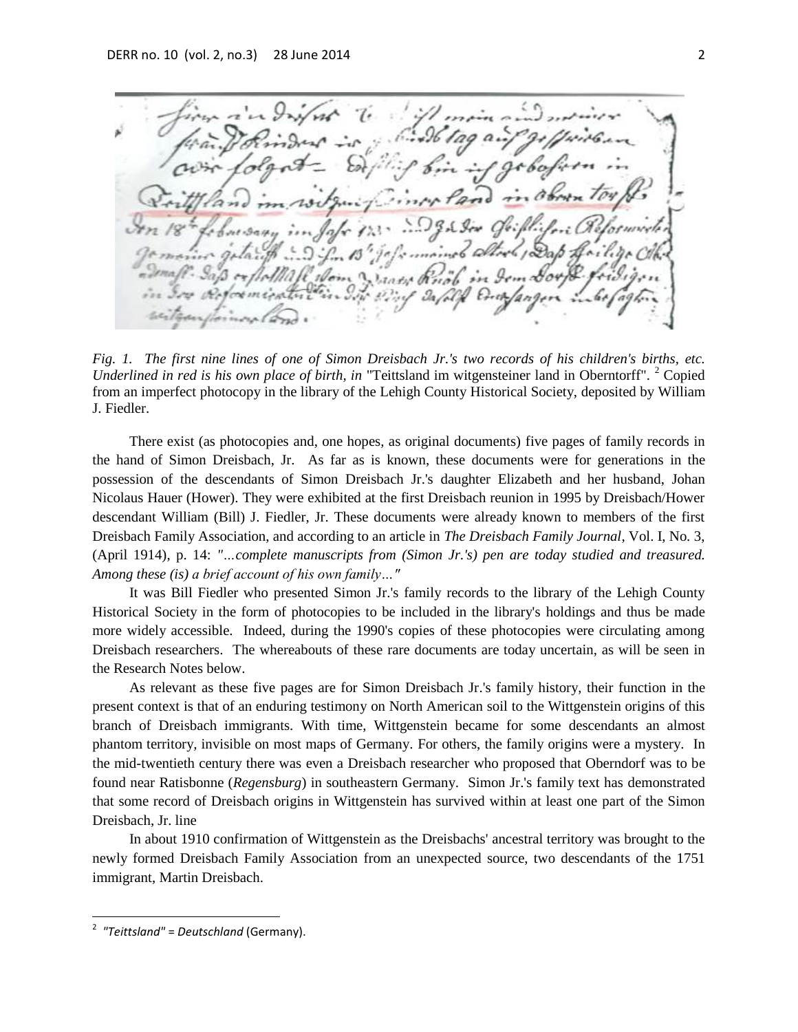*Fig. 1. The first nine lines of one of Simon Dreisbach Jr.'s two records of his children's births, etc. Underlined in red is his own place of birth, in* "Teittsland im witgensteiner land in Oberntorff". [2] Copied from an imperfect photocopy in the library of the Lehigh County Historical Society, deposited by William J. Fiedler.

There exist (as photocopies and, one hopes, as original documents) five pages of family records in the hand of Simon Dreisbach, Jr. As far as is known, these documents were for generations in the possession of the descendants of Simon Dreisbach Jr.'s daughter Elizabeth and her husband, Johan Nicolaus Hauer (Hower). They were exhibited at the first Dreisbach reunion in 1995 by Dreisbach/Hower descendant William (Bill) J. Fiedler, Jr. These documents were already known to members of the first Dreisbach Family Association, and according to an article in *The Dreisbach Family Journal*, Vol. I, No. 3, (April 1914), p. 14: *"…complete manuscripts from (Simon Jr.'s) pen are today studied and treasured. Among these (is) a brief account of his own family…"*

It was Bill Fiedler who presented Simon Jr.'s family records to the library of the Lehigh County Historical Society in the form of photocopies to be included in the library's holdings and thus be made more widely accessible. Indeed, during the 1990's copies of these photocopies were circulating among Dreisbach researchers. The whereabouts of these rare documents are today uncertain, as will be seen in the Research Notes below.

As relevant as these five pages are for Simon Dreisbach Jr.'s family history, their function in the present context is that of an enduring testimony on North American soil to the Wittgenstein origins of this branch of Dreisbach immigrants. With time, Wittgenstein became for some descendants an almost phantom territory, invisible on most maps of Germany. For others, the family origins were a mystery. In the mid-twentieth century there was even a Dreisbach researcher who proposed that Oberndorf was to be found near Ratisbonne (*Regensburg*) in southeastern Germany. Simon Jr.'s family text has demonstrated that some record of Dreisbach origins in Wittgenstein has survived within at least one part of the Simon Dreisbach, Jr. line

In about 1910 confirmation of Wittgenstein as the Dreisbachs' ancestral territory was brought to the newly formed Dreisbach Family Association from an unexpected source, two descendants of the 1751 immigrant, Martin Dreisbach.

[2] *"Teittsland"* = *Deutschland* (Germany).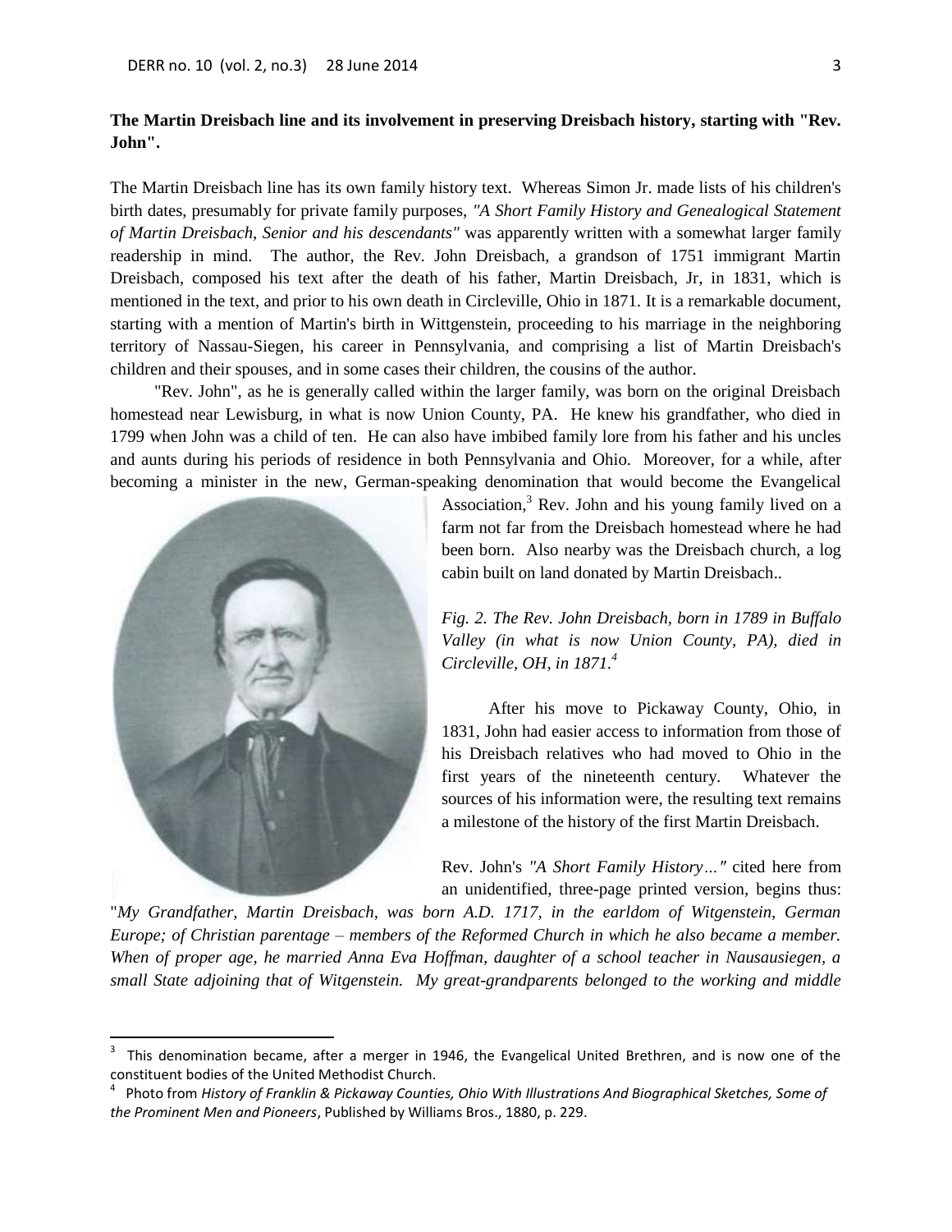**The Martin Dreisbach line and its involvement in preserving Dreisbach history, starting with "Rev. John".**

The Martin Dreisbach line has its own family history text. Whereas Simon Jr. made lists of his children's birth dates, presumably for private family purposes, *"A Short Family History and Genealogical Statement of Martin Dreisbach, Senior and his descendants"* was apparently written with a somewhat larger family readership in mind. The author, the Rev. John Dreisbach, a grandson of 1751 immigrant Martin Dreisbach, composed his text after the death of his father, Martin Dreisbach, Jr, in 1831, which is mentioned in the text, and prior to his own death in Circleville, Ohio in 1871. It is a remarkable document, starting with a mention of Martin's birth in Wittgenstein, proceeding to his marriage in the neighboring territory of Nassau-Siegen, his career in Pennsylvania, and comprising a list of Martin Dreisbach's children and their spouses, and in some cases their children, the cousins of the author.

"Rev. John", as he is generally called within the larger family, was born on the original Dreisbach homestead near Lewisburg, in what is now Union County, PA. He knew his grandfather, who died in 1799 when John was a child of ten. He can also have imbibed family lore from his father and his uncles and aunts during his periods of residence in both Pennsylvania and Ohio. Moreover, for a while, after becoming a minister in the new, German-speaking denomination that would become the Evangelical Association,[3] Rev. John and his young family lived on a farm not far from the Dreisbach homestead where he had been born. Also nearby was the Dreisbach church, a log cabin built on land donated by Martin Dreisbach..

*Fig. 2. The Rev. John Dreisbach, born in 1789 in Buffalo Valley (in what is now Union County, PA), died in Circleville, OH, in 1871.*[4]

After his move to Pickaway County, Ohio, in 1831, John had easier access to information from those of his Dreisbach relatives who had moved to Ohio in the first years of the nineteenth century. Whatever the sources of his information were, the resulting text remains a milestone of the history of the first Martin Dreisbach.

Rev. John's *"A Short Family History…"* cited here from an unidentified, three-page printed version, begins thus: "*My Grandfather, Martin Dreisbach, was born A.D. 1717, in the earldom of Witgenstein, German Europe; of Christian parentage – members of the Reformed Church in which he also became a member. When of proper age, he married Anna Eva Hoffman, daughter of a school teacher in Nausausiegen, a small State adjoining that of Witgenstein. My great-grandparents belonged to the working and middle*

---

[3] This denomination became, after a merger in 1946, the Evangelical United Brethren, and is now one of the constituent bodies of the United Methodist Church.

[4] Photo from *History of Franklin & Pickaway Counties, Ohio With Illustrations And Biographical Sketches, Some of the Prominent Men and Pioneers*, Published by Williams Bros., 1880, p. 229.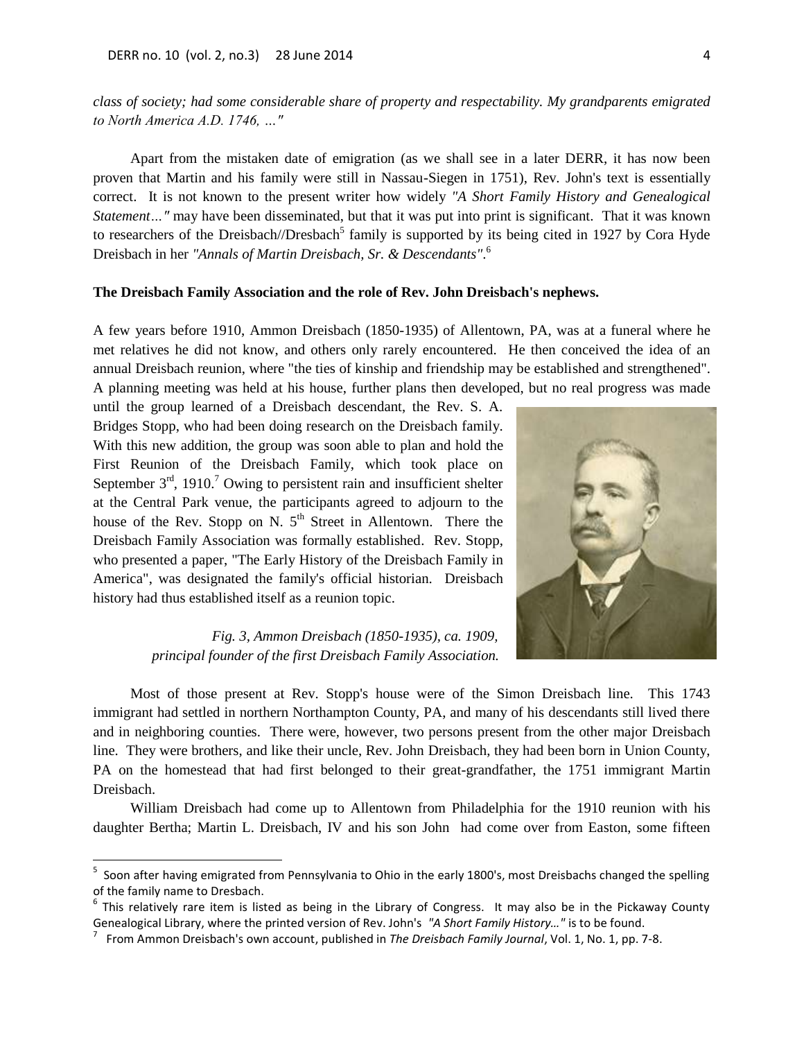*class of society; had some considerable share of property and respectability. My grandparents emigrated to North America A.D. 1746, …"*

Apart from the mistaken date of emigration (as we shall see in a later DERR, it has now been proven that Martin and his family were still in Nassau-Siegen in 1751), Rev. John's text is essentially correct. It is not known to the present writer how widely *"A Short Family History and Genealogical Statement…"* may have been disseminated, but that it was put into print is significant. That it was known to researchers of the Dreisbach//Dresbach[5] family is supported by its being cited in 1927 by Cora Hyde Dreisbach in her *"Annals of Martin Dreisbach, Sr. & Descendants"*.[6]

**The Dreisbach Family Association and the role of Rev. John Dreisbach's nephews.**

A few years before 1910, Ammon Dreisbach (1850-1935) of Allentown, PA, was at a funeral where he met relatives he did not know, and others only rarely encountered. He then conceived the idea of an annual Dreisbach reunion, where "the ties of kinship and friendship may be established and strengthened". A planning meeting was held at his house, further plans then developed, but no real progress was made until the group learned of a Dreisbach descendant, the Rev. S. A. Bridges Stopp, who had been doing research on the Dreisbach family. With this new addition, the group was soon able to plan and hold the First Reunion of the Dreisbach Family, which took place on September 3rd, 1910.[7] Owing to persistent rain and insufficient shelter at the Central Park venue, the participants agreed to adjourn to the house of the Rev. Stopp on N. 5th Street in Allentown. There the Dreisbach Family Association was formally established. Rev. Stopp, who presented a paper, "The Early History of the Dreisbach Family in America", was designated the family's official historian. Dreisbach history had thus established itself as a reunion topic.

*Fig. 3, Ammon Dreisbach (1850-1935), ca. 1909, principal founder of the first Dreisbach Family Association.*

Most of those present at Rev. Stopp's house were of the Simon Dreisbach line. This 1743 immigrant had settled in northern Northampton County, PA, and many of his descendants still lived there and in neighboring counties. There were, however, two persons present from the other major Dreisbach line. They were brothers, and like their uncle, Rev. John Dreisbach, they had been born in Union County, PA on the homestead that had first belonged to their great-grandfather, the 1751 immigrant Martin Dreisbach.

William Dreisbach had come up to Allentown from Philadelphia for the 1910 reunion with his daughter Bertha; Martin L. Dreisbach, IV and his son John had come over from Easton, some fifteen

---

[5] Soon after having emigrated from Pennsylvania to Ohio in the early 1800's, most Dreisbachs changed the spelling of the family name to Dresbach.

[6] This relatively rare item is listed as being in the Library of Congress. It may also be in the Pickaway County Genealogical Library, where the printed version of Rev. John's *"A Short Family History…"* is to be found.

[7] From Ammon Dreisbach's own account, published in *The Dreisbach Family Journal*, Vol. 1, No. 1, pp. 7-8.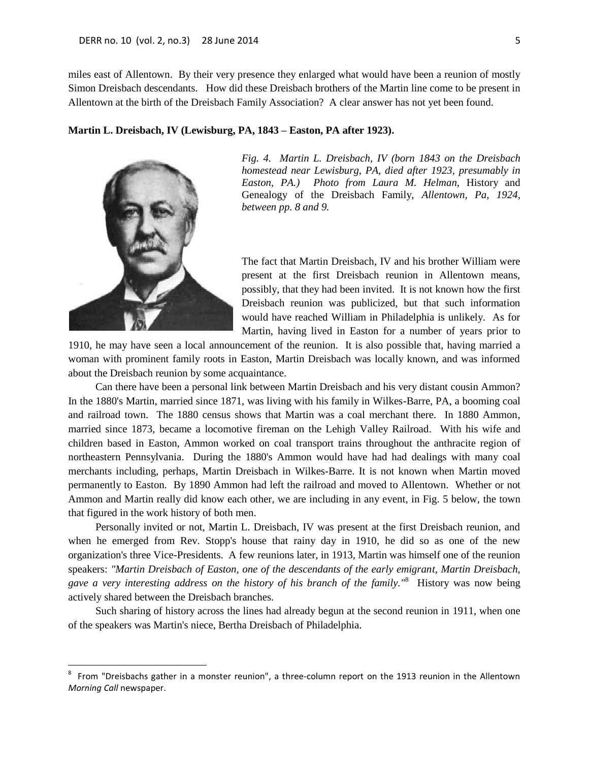miles east of Allentown. By their very presence they enlarged what would have been a reunion of mostly Simon Dreisbach descendants. How did these Dreisbach brothers of the Martin line come to be present in Allentown at the birth of the Dreisbach Family Association? A clear answer has not yet been found.

**Martin L. Dreisbach, IV (Lewisburg, PA, 1843 – Easton, PA after 1923).**

*Fig. 4. Martin L. Dreisbach, IV (born 1843 on the Dreisbach homestead near Lewisburg, PA, died after 1923, presumably in Easton, PA.) Photo from Laura M. Helman,* History and Genealogy of the Dreisbach Family, *Allentown, Pa, 1924, between pp. 8 and 9.*

The fact that Martin Dreisbach, IV and his brother William were present at the first Dreisbach reunion in Allentown means, possibly, that they had been invited. It is not known how the first Dreisbach reunion was publicized, but that such information would have reached William in Philadelphia is unlikely. As for Martin, having lived in Easton for a number of years prior to 1910, he may have seen a local announcement of the reunion. It is also possible that, having married a woman with prominent family roots in Easton, Martin Dreisbach was locally known, and was informed about the Dreisbach reunion by some acquaintance.

Can there have been a personal link between Martin Dreisbach and his very distant cousin Ammon? In the 1880's Martin, married since 1871, was living with his family in Wilkes-Barre, PA, a booming coal and railroad town. The 1880 census shows that Martin was a coal merchant there. In 1880 Ammon, married since 1873, became a locomotive fireman on the Lehigh Valley Railroad. With his wife and children based in Easton, Ammon worked on coal transport trains throughout the anthracite region of northeastern Pennsylvania. During the 1880's Ammon would have had had dealings with many coal merchants including, perhaps, Martin Dreisbach in Wilkes-Barre. It is not known when Martin moved permanently to Easton. By 1890 Ammon had left the railroad and moved to Allentown. Whether or not Ammon and Martin really did know each other, we are including in any event, in Fig. 5 below, the town that figured in the work history of both men.

Personally invited or not, Martin L. Dreisbach, IV was present at the first Dreisbach reunion, and when he emerged from Rev. Stopp's house that rainy day in 1910, he did so as one of the new organization's three Vice-Presidents. A few reunions later, in 1913, Martin was himself one of the reunion speakers: *"Martin Dreisbach of Easton, one of the descendants of the early emigrant, Martin Dreisbach, gave a very interesting address on the history of his branch of the family."*[8] History was now being actively shared between the Dreisbach branches.

Such sharing of history across the lines had already begun at the second reunion in 1911, when one of the speakers was Martin's niece, Bertha Dreisbach of Philadelphia.

[8] From "Dreisbachs gather in a monster reunion", a three-column report on the 1913 reunion in the Allentown *Morning Call* newspaper.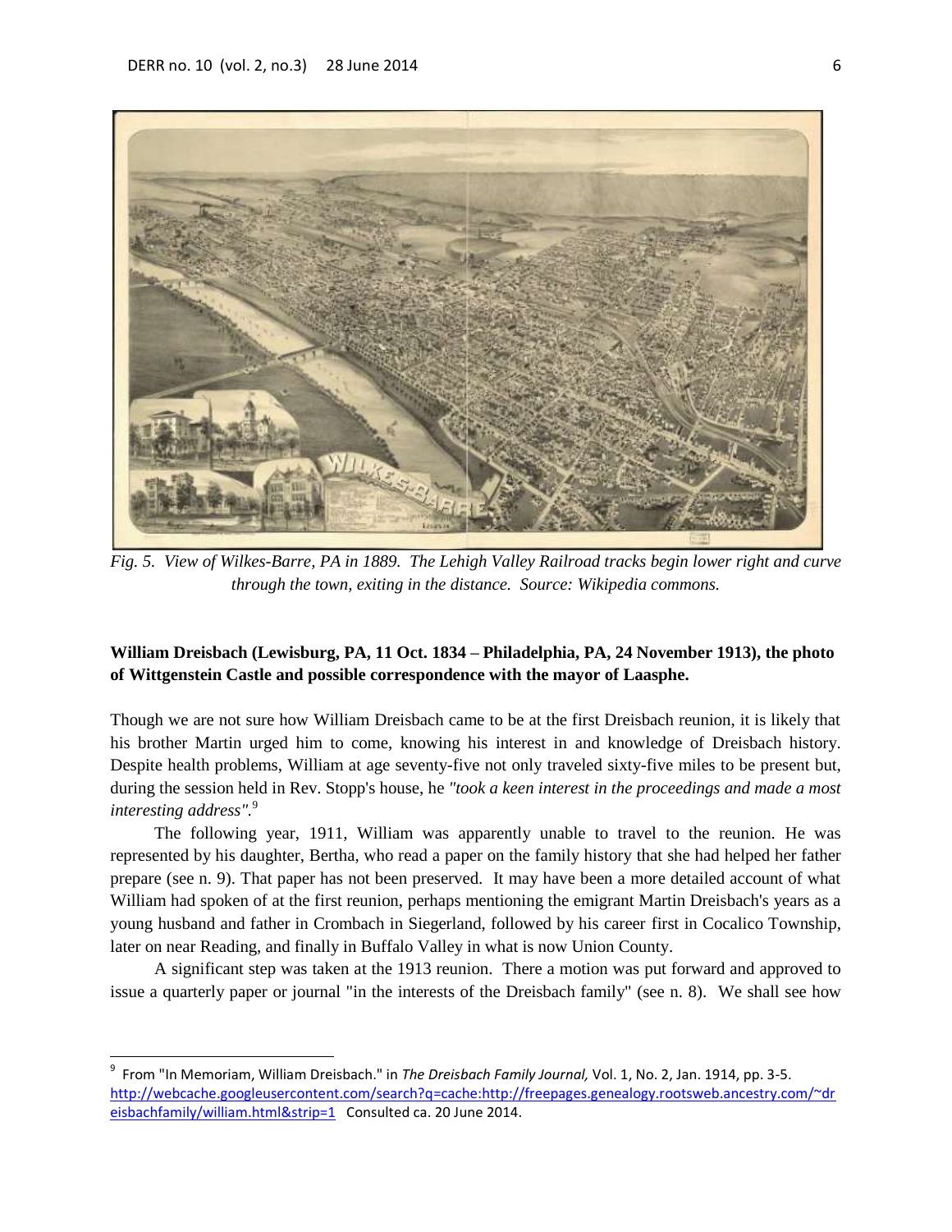*Fig. 5. View of Wilkes-Barre, PA in 1889. The Lehigh Valley Railroad tracks begin lower right and curve through the town, exiting in the distance. Source: Wikipedia commons.*

**William Dreisbach (Lewisburg, PA, 11 Oct. 1834 – Philadelphia, PA, 24 November 1913), the photo of Wittgenstein Castle and possible correspondence with the mayor of Laasphe.**

Though we are not sure how William Dreisbach came to be at the first Dreisbach reunion, it is likely that his brother Martin urged him to come, knowing his interest in and knowledge of Dreisbach history. Despite health problems, William at age seventy-five not only traveled sixty-five miles to be present but, during the session held in Rev. Stopp's house, he *"took a keen interest in the proceedings and made a most interesting address".*[9]

The following year, 1911, William was apparently unable to travel to the reunion. He was represented by his daughter, Bertha, who read a paper on the family history that she had helped her father prepare (see n. 9). That paper has not been preserved. It may have been a more detailed account of what William had spoken of at the first reunion, perhaps mentioning the emigrant Martin Dreisbach's years as a young husband and father in Crombach in Siegerland, followed by his career first in Cocalico Township, later on near Reading, and finally in Buffalo Valley in what is now Union County.

A significant step was taken at the 1913 reunion. There a motion was put forward and approved to issue a quarterly paper or journal "in the interests of the Dreisbach family" (see n. 8). We shall see how

---

[9] From "In Memoriam, William Dreisbach." in *The Dreisbach Family Journal,* Vol. 1, No. 2, Jan. 1914, pp. 3-5. http://webcache.googleusercontent.com/search?q=cache:http://freepages.genealogy.rootsweb.ancestry.com/~dreisbachfamily/william.html&strip=1 Consulted ca. 20 June 2014.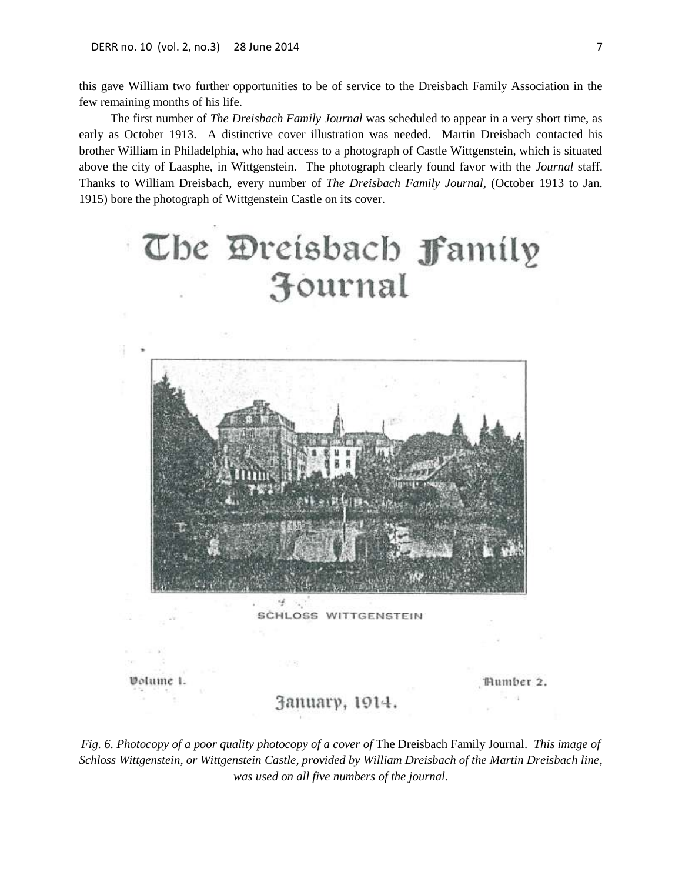this gave William two further opportunities to be of service to the Dreisbach Family Association in the few remaining months of his life.

The first number of *The Dreisbach Family Journal* was scheduled to appear in a very short time, as early as October 1913. A distinctive cover illustration was needed. Martin Dreisbach contacted his brother William in Philadelphia, who had access to a photograph of Castle Wittgenstein, which is situated above the city of Laasphe, in Wittgenstein. The photograph clearly found favor with the *Journal* staff. Thanks to William Dreisbach, every number of *The Dreisbach Family Journal*, (October 1913 to Jan. 1915) bore the photograph of Wittgenstein Castle on its cover.

The Dreisbach Family Journal

SCHLOSS WITTGENSTEIN

Volume 1. Number 2.

January, 1914.

*Fig. 6. Photocopy of a poor quality photocopy of a cover of* The Dreisbach Family Journal. *This image of Schloss Wittgenstein, or Wittgenstein Castle, provided by William Dreisbach of the Martin Dreisbach line, was used on all five numbers of the journal.*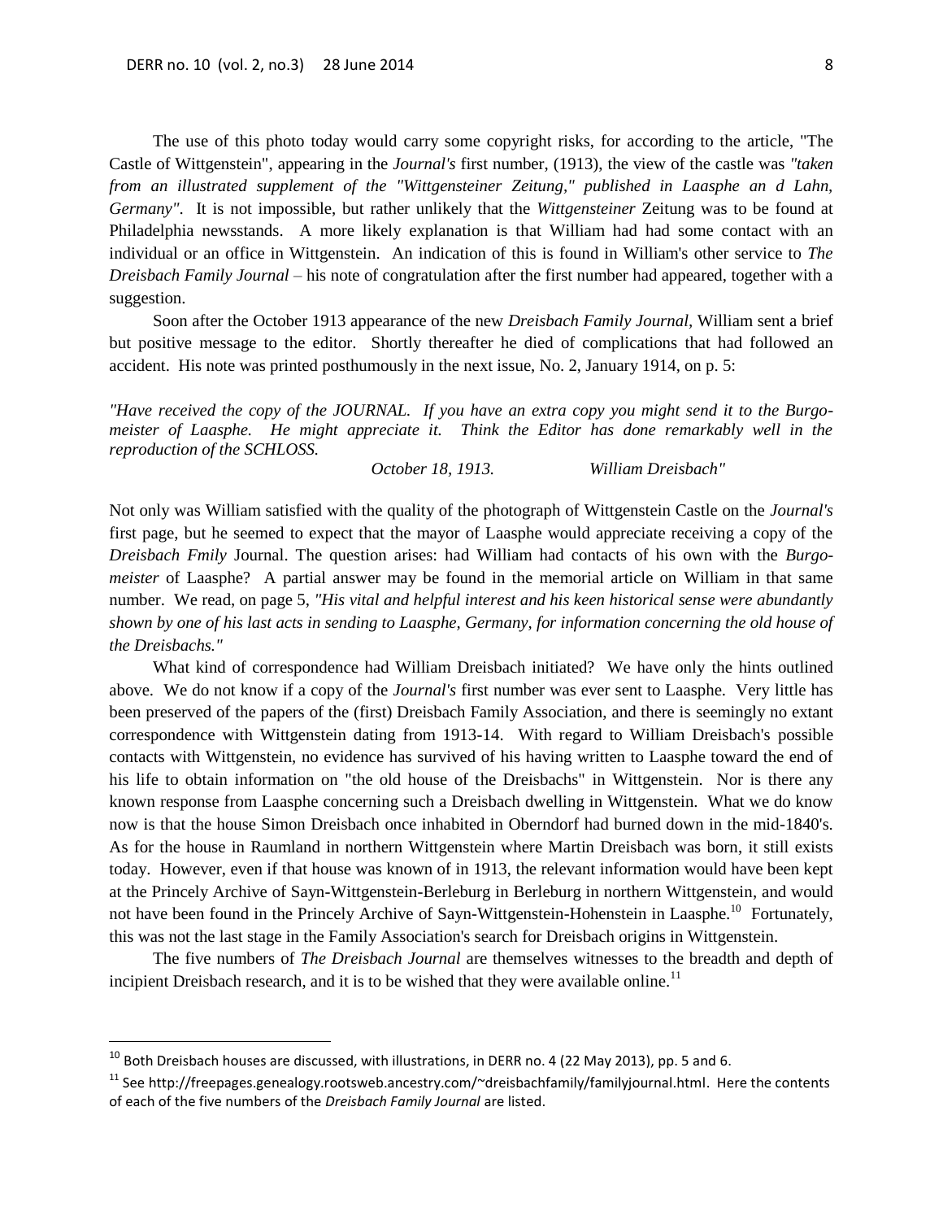The use of this photo today would carry some copyright risks, for according to the article, "The Castle of Wittgenstein", appearing in the *Journal's* first number, (1913), the view of the castle was *"taken from an illustrated supplement of the "Wittgensteiner Zeitung," published in Laasphe an d Lahn, Germany"*. It is not impossible, but rather unlikely that the *Wittgensteiner* Zeitung was to be found at Philadelphia newsstands. A more likely explanation is that William had had some contact with an individual or an office in Wittgenstein. An indication of this is found in William's other service to *The Dreisbach Family Journal* – his note of congratulation after the first number had appeared, together with a suggestion.

Soon after the October 1913 appearance of the new *Dreisbach Family Journal*, William sent a brief but positive message to the editor. Shortly thereafter he died of complications that had followed an accident. His note was printed posthumously in the next issue, No. 2, January 1914, on p. 5:

*"Have received the copy of the JOURNAL. If you have an extra copy you might send it to the Burgomeister of Laasphe. He might appreciate it. Think the Editor has done remarkably well in the reproduction of the SCHLOSS.*

*October 18, 1913. William Dreisbach"*

Not only was William satisfied with the quality of the photograph of Wittgenstein Castle on the *Journal's* first page, but he seemed to expect that the mayor of Laasphe would appreciate receiving a copy of the *Dreisbach Fmily* Journal. The question arises: had William had contacts of his own with the *Burgomeister* of Laasphe? A partial answer may be found in the memorial article on William in that same number. We read, on page 5, *"His vital and helpful interest and his keen historical sense were abundantly shown by one of his last acts in sending to Laasphe, Germany, for information concerning the old house of the Dreisbachs."*

What kind of correspondence had William Dreisbach initiated? We have only the hints outlined above. We do not know if a copy of the *Journal's* first number was ever sent to Laasphe. Very little has been preserved of the papers of the (first) Dreisbach Family Association, and there is seemingly no extant correspondence with Wittgenstein dating from 1913-14. With regard to William Dreisbach's possible contacts with Wittgenstein, no evidence has survived of his having written to Laasphe toward the end of his life to obtain information on "the old house of the Dreisbachs" in Wittgenstein. Nor is there any known response from Laasphe concerning such a Dreisbach dwelling in Wittgenstein. What we do know now is that the house Simon Dreisbach once inhabited in Oberndorf had burned down in the mid-1840's. As for the house in Raumland in northern Wittgenstein where Martin Dreisbach was born, it still exists today. However, even if that house was known of in 1913, the relevant information would have been kept at the Princely Archive of Sayn-Wittgenstein-Berleburg in Berleburg in northern Wittgenstein, and would not have been found in the Princely Archive of Sayn-Wittgenstein-Hohenstein in Laasphe.[10] Fortunately, this was not the last stage in the Family Association's search for Dreisbach origins in Wittgenstein.

The five numbers of *The Dreisbach Journal* are themselves witnesses to the breadth and depth of incipient Dreisbach research, and it is to be wished that they were available online.[11]

---

[10] Both Dreisbach houses are discussed, with illustrations, in DERR no. 4 (22 May 2013), pp. 5 and 6.

[11] See http://freepages.genealogy.rootsweb.ancestry.com/~dreisbachfamily/familyjournal.html. Here the contents of each of the five numbers of the *Dreisbach Family Journal* are listed.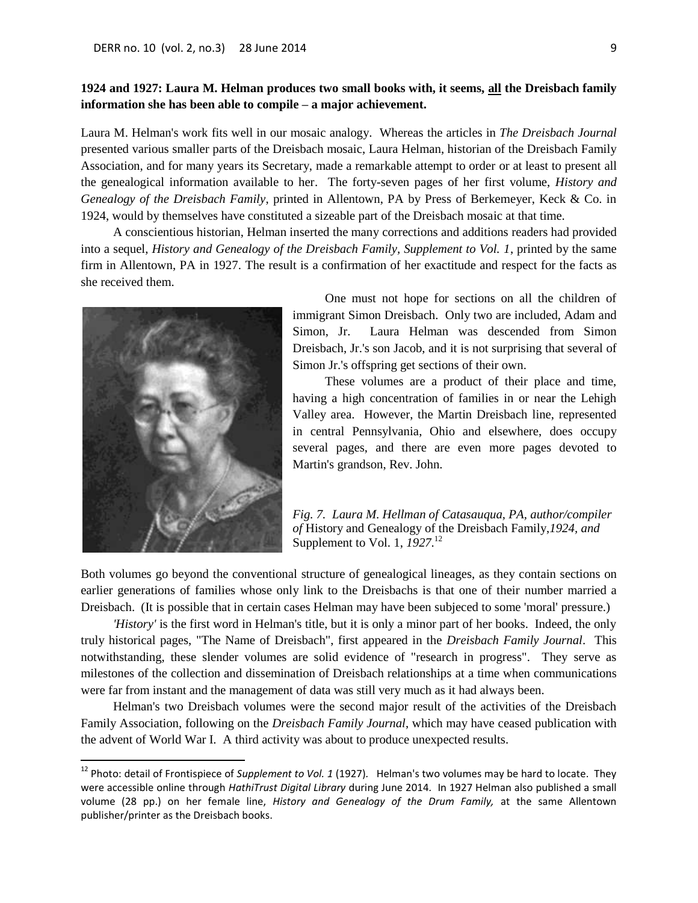**1924 and 1927: Laura M. Helman produces two small books with, it seems, <u>all</u> the Dreisbach family information she has been able to compile – a major achievement.**

Laura M. Helman's work fits well in our mosaic analogy. Whereas the articles in *The Dreisbach Journal* presented various smaller parts of the Dreisbach mosaic, Laura Helman, historian of the Dreisbach Family Association, and for many years its Secretary, made a remarkable attempt to order or at least to present all the genealogical information available to her. The forty-seven pages of her first volume, *History and Genealogy of the Dreisbach Family*, printed in Allentown, PA by Press of Berkemeyer, Keck & Co. in 1924, would by themselves have constituted a sizeable part of the Dreisbach mosaic at that time.

A conscientious historian, Helman inserted the many corrections and additions readers had provided into a sequel, *History and Genealogy of the Dreisbach Family, Supplement to Vol. 1*, printed by the same firm in Allentown, PA in 1927. The result is a confirmation of her exactitude and respect for the facts as she received them.

One must not hope for sections on all the children of immigrant Simon Dreisbach. Only two are included, Adam and Simon, Jr. Laura Helman was descended from Simon Dreisbach, Jr.'s son Jacob, and it is not surprising that several of Simon Jr.'s offspring get sections of their own.

These volumes are a product of their place and time, having a high concentration of families in or near the Lehigh Valley area. However, the Martin Dreisbach line, represented in central Pennsylvania, Ohio and elsewhere, does occupy several pages, and there are even more pages devoted to Martin's grandson, Rev. John.

*Fig. 7. Laura M. Hellman of Catasauqua, PA, author/compiler of* History and Genealogy of the Dreisbach Family,*1924, and* Supplement to Vol. 1, *1927*.[12]

Both volumes go beyond the conventional structure of genealogical lineages, as they contain sections on earlier generations of families whose only link to the Dreisbachs is that one of their number married a Dreisbach. (It is possible that in certain cases Helman may have been subjeced to some 'moral' pressure.)

*'History'* is the first word in Helman's title, but it is only a minor part of her books. Indeed, the only truly historical pages, "The Name of Dreisbach", first appeared in the *Dreisbach Family Journal*. This notwithstanding, these slender volumes are solid evidence of "research in progress". They serve as milestones of the collection and dissemination of Dreisbach relationships at a time when communications were far from instant and the management of data was still very much as it had always been.

Helman's two Dreisbach volumes were the second major result of the activities of the Dreisbach Family Association, following on the *Dreisbach Family Journal*, which may have ceased publication with the advent of World War I. A third activity was about to produce unexpected results.

---

[12] Photo: detail of Frontispiece of *Supplement to Vol. 1* (1927). Helman's two volumes may be hard to locate. They were accessible online through *HathiTrust Digital Library* during June 2014. In 1927 Helman also published a small volume (28 pp.) on her female line, *History and Genealogy of the Drum Family,* at the same Allentown publisher/printer as the Dreisbach books.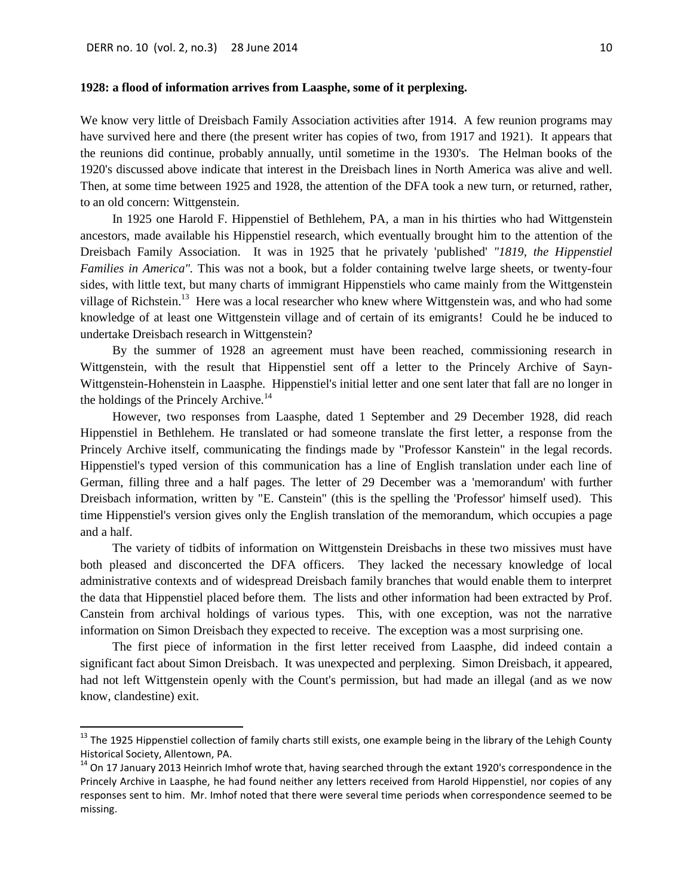**1928: a flood of information arrives from Laasphe, some of it perplexing.**

We know very little of Dreisbach Family Association activities after 1914. A few reunion programs may have survived here and there (the present writer has copies of two, from 1917 and 1921). It appears that the reunions did continue, probably annually, until sometime in the 1930's. The Helman books of the 1920's discussed above indicate that interest in the Dreisbach lines in North America was alive and well. Then, at some time between 1925 and 1928, the attention of the DFA took a new turn, or returned, rather, to an old concern: Wittgenstein.

In 1925 one Harold F. Hippenstiel of Bethlehem, PA, a man in his thirties who had Wittgenstein ancestors, made available his Hippenstiel research, which eventually brought him to the attention of the Dreisbach Family Association. It was in 1925 that he privately 'published' *"1819, the Hippenstiel Families in America".* This was not a book, but a folder containing twelve large sheets, or twenty-four sides, with little text, but many charts of immigrant Hippenstiels who came mainly from the Wittgenstein village of Richstein.[13] Here was a local researcher who knew where Wittgenstein was, and who had some knowledge of at least one Wittgenstein village and of certain of its emigrants! Could he be induced to undertake Dreisbach research in Wittgenstein?

By the summer of 1928 an agreement must have been reached, commissioning research in Wittgenstein, with the result that Hippenstiel sent off a letter to the Princely Archive of Sayn-Wittgenstein-Hohenstein in Laasphe. Hippenstiel's initial letter and one sent later that fall are no longer in the holdings of the Princely Archive.[14]

However, two responses from Laasphe, dated 1 September and 29 December 1928, did reach Hippenstiel in Bethlehem. He translated or had someone translate the first letter, a response from the Princely Archive itself, communicating the findings made by "Professor Kanstein" in the legal records. Hippenstiel's typed version of this communication has a line of English translation under each line of German, filling three and a half pages. The letter of 29 December was a 'memorandum' with further Dreisbach information, written by "E. Canstein" (this is the spelling the 'Professor' himself used). This time Hippenstiel's version gives only the English translation of the memorandum, which occupies a page and a half.

The variety of tidbits of information on Wittgenstein Dreisbachs in these two missives must have both pleased and disconcerted the DFA officers. They lacked the necessary knowledge of local administrative contexts and of widespread Dreisbach family branches that would enable them to interpret the data that Hippenstiel placed before them. The lists and other information had been extracted by Prof. Canstein from archival holdings of various types. This, with one exception, was not the narrative information on Simon Dreisbach they expected to receive. The exception was a most surprising one.

The first piece of information in the first letter received from Laasphe, did indeed contain a significant fact about Simon Dreisbach. It was unexpected and perplexing. Simon Dreisbach, it appeared, had not left Wittgenstein openly with the Count's permission, but had made an illegal (and as we now know, clandestine) exit.

---

[13] The 1925 Hippenstiel collection of family charts still exists, one example being in the library of the Lehigh County Historical Society, Allentown, PA.

[14] On 17 January 2013 Heinrich Imhof wrote that, having searched through the extant 1920's correspondence in the Princely Archive in Laasphe, he had found neither any letters received from Harold Hippenstiel, nor copies of any responses sent to him. Mr. Imhof noted that there were several time periods when correspondence seemed to be missing.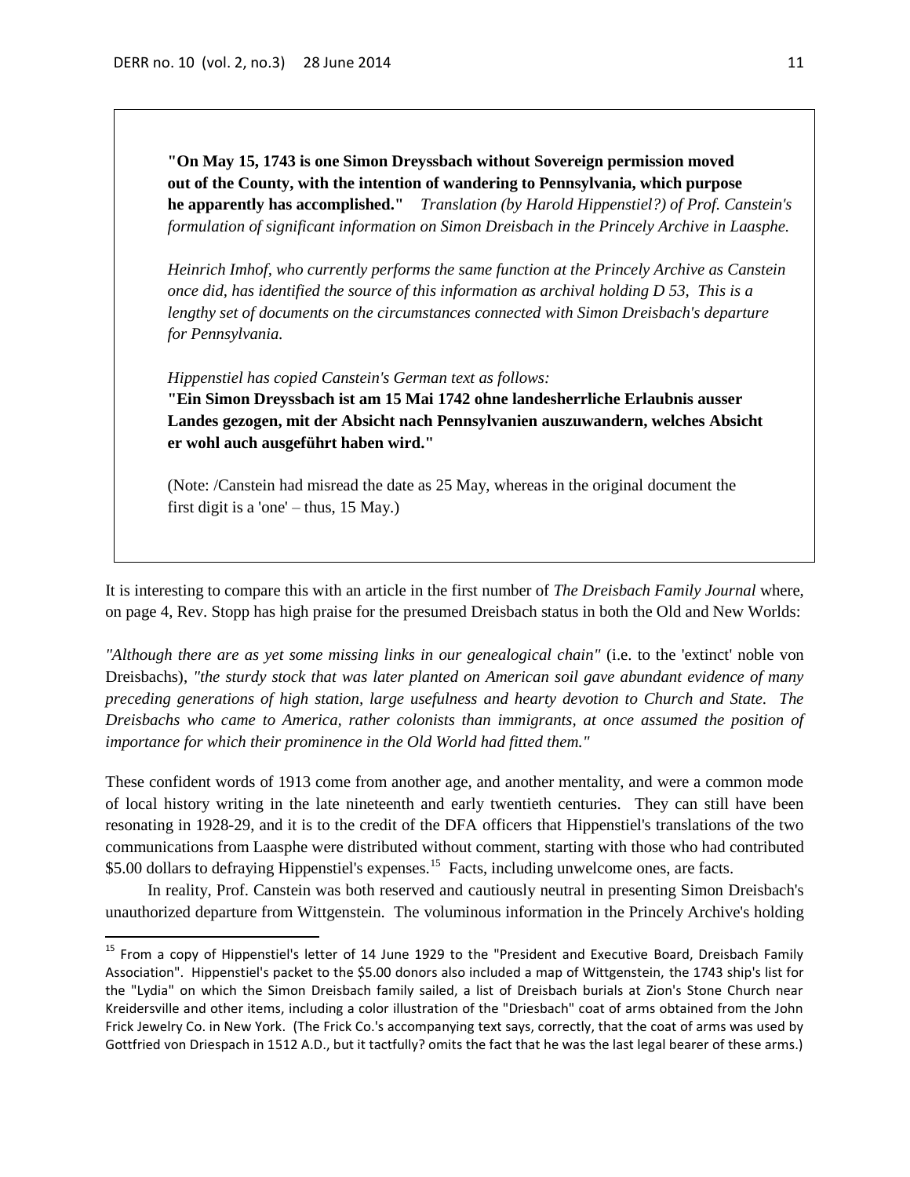**"On May 15, 1743 is one Simon Dreyssbach without Sovereign permission moved out of the County, with the intention of wandering to Pennsylvania, which purpose he apparently has accomplished."** *Translation (by Harold Hippenstiel?) of Prof. Canstein's formulation of significant information on Simon Dreisbach in the Princely Archive in Laasphe.*

*Heinrich Imhof, who currently performs the same function at the Princely Archive as Canstein once did, has identified the source of this information as archival holding D 53, This is a lengthy set of documents on the circumstances connected with Simon Dreisbach's departure for Pennsylvania.*

*Hippenstiel has copied Canstein's German text as follows:*
**"Ein Simon Dreyssbach ist am 15 Mai 1742 ohne landesherrliche Erlaubnis ausser Landes gezogen, mit der Absicht nach Pennsylvanien auszuwandern, welches Absicht er wohl auch ausgeführt haben wird."**

(Note: /Canstein had misread the date as 25 May, whereas in the original document the first digit is a 'one' – thus, 15 May.)

It is interesting to compare this with an article in the first number of *The Dreisbach Family Journal* where, on page 4, Rev. Stopp has high praise for the presumed Dreisbach status in both the Old and New Worlds:

*"Although there are as yet some missing links in our genealogical chain"* (i.e. to the 'extinct' noble von Dreisbachs), *"the sturdy stock that was later planted on American soil gave abundant evidence of many preceding generations of high station, large usefulness and hearty devotion to Church and State. The Dreisbachs who came to America, rather colonists than immigrants, at once assumed the position of importance for which their prominence in the Old World had fitted them."*

These confident words of 1913 come from another age, and another mentality, and were a common mode of local history writing in the late nineteenth and early twentieth centuries. They can still have been resonating in 1928-29, and it is to the credit of the DFA officers that Hippenstiel's translations of the two communications from Laasphe were distributed without comment, starting with those who had contributed \$5.00 dollars to defraying Hippenstiel's expenses.[15] Facts, including unwelcome ones, are facts.

In reality, Prof. Canstein was both reserved and cautiously neutral in presenting Simon Dreisbach's unauthorized departure from Wittgenstein. The voluminous information in the Princely Archive's holding

---

[15] From a copy of Hippenstiel's letter of 14 June 1929 to the "President and Executive Board, Dreisbach Family Association". Hippenstiel's packet to the \$5.00 donors also included a map of Wittgenstein, the 1743 ship's list for the "Lydia" on which the Simon Dreisbach family sailed, a list of Dreisbach burials at Zion's Stone Church near Kreidersville and other items, including a color illustration of the "Driesbach" coat of arms obtained from the John Frick Jewelry Co. in New York. (The Frick Co.'s accompanying text says, correctly, that the coat of arms was used by Gottfried von Driespach in 1512 A.D., but it tactfully? omits the fact that he was the last legal bearer of these arms.)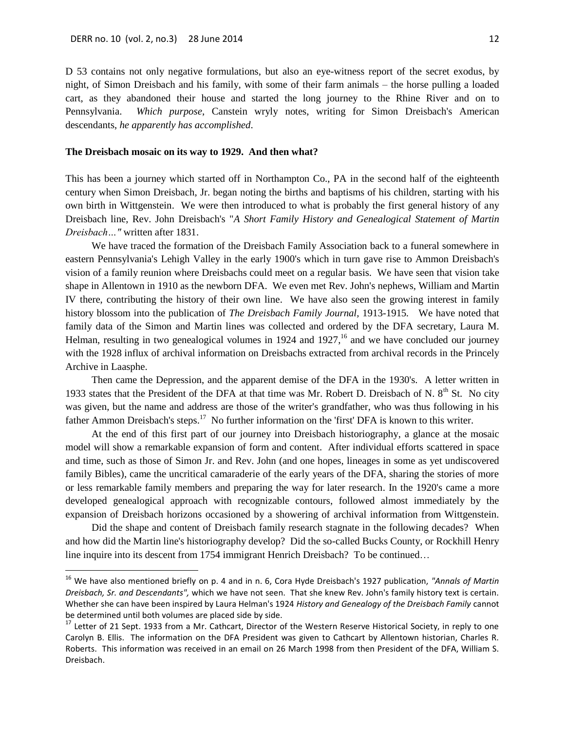D 53 contains not only negative formulations, but also an eye-witness report of the secret exodus, by night, of Simon Dreisbach and his family, with some of their farm animals – the horse pulling a loaded cart, as they abandoned their house and started the long journey to the Rhine River and on to Pennsylvania. *Which purpose*, Canstein wryly notes, writing for Simon Dreisbach's American descendants, *he apparently has accomplished*.

**The Dreisbach mosaic on its way to 1929. And then what?**

This has been a journey which started off in Northampton Co., PA in the second half of the eighteenth century when Simon Dreisbach, Jr. began noting the births and baptisms of his children, starting with his own birth in Wittgenstein. We were then introduced to what is probably the first general history of any Dreisbach line, Rev. John Dreisbach's "*A Short Family History and Genealogical Statement of Martin Dreisbach…"* written after 1831.

We have traced the formation of the Dreisbach Family Association back to a funeral somewhere in eastern Pennsylvania's Lehigh Valley in the early 1900's which in turn gave rise to Ammon Dreisbach's vision of a family reunion where Dreisbachs could meet on a regular basis. We have seen that vision take shape in Allentown in 1910 as the newborn DFA. We even met Rev. John's nephews, William and Martin IV there, contributing the history of their own line. We have also seen the growing interest in family history blossom into the publication of *The Dreisbach Family Journal*, 1913-1915. We have noted that family data of the Simon and Martin lines was collected and ordered by the DFA secretary, Laura M. Helman, resulting in two genealogical volumes in 1924 and 1927,[16] and we have concluded our journey with the 1928 influx of archival information on Dreisbachs extracted from archival records in the Princely Archive in Laasphe.

Then came the Depression, and the apparent demise of the DFA in the 1930's. A letter written in 1933 states that the President of the DFA at that time was Mr. Robert D. Dreisbach of N. 8th St. No city was given, but the name and address are those of the writer's grandfather, who was thus following in his father Ammon Dreisbach's steps.[17] No further information on the 'first' DFA is known to this writer.

At the end of this first part of our journey into Dreisbach historiography, a glance at the mosaic model will show a remarkable expansion of form and content. After individual efforts scattered in space and time, such as those of Simon Jr. and Rev. John (and one hopes, lineages in some as yet undiscovered family Bibles), came the uncritical camaraderie of the early years of the DFA, sharing the stories of more or less remarkable family members and preparing the way for later research. In the 1920's came a more developed genealogical approach with recognizable contours, followed almost immediately by the expansion of Dreisbach horizons occasioned by a showering of archival information from Wittgenstein.

Did the shape and content of Dreisbach family research stagnate in the following decades? When and how did the Martin line's historiography develop? Did the so-called Bucks County, or Rockhill Henry line inquire into its descent from 1754 immigrant Henrich Dreisbach? To be continued…

---

[16] We have also mentioned briefly on p. 4 and in n. 6, Cora Hyde Dreisbach's 1927 publication, *"Annals of Martin Dreisbach, Sr. and Descendants",* which we have not seen. That she knew Rev. John's family history text is certain. Whether she can have been inspired by Laura Helman's 1924 *History and Genealogy of the Dreisbach Family* cannot be determined until both volumes are placed side by side.

[17] Letter of 21 Sept. 1933 from a Mr. Cathcart, Director of the Western Reserve Historical Society, in reply to one Carolyn B. Ellis. The information on the DFA President was given to Cathcart by Allentown historian, Charles R. Roberts. This information was received in an email on 26 March 1998 from then President of the DFA, William S. Dreisbach.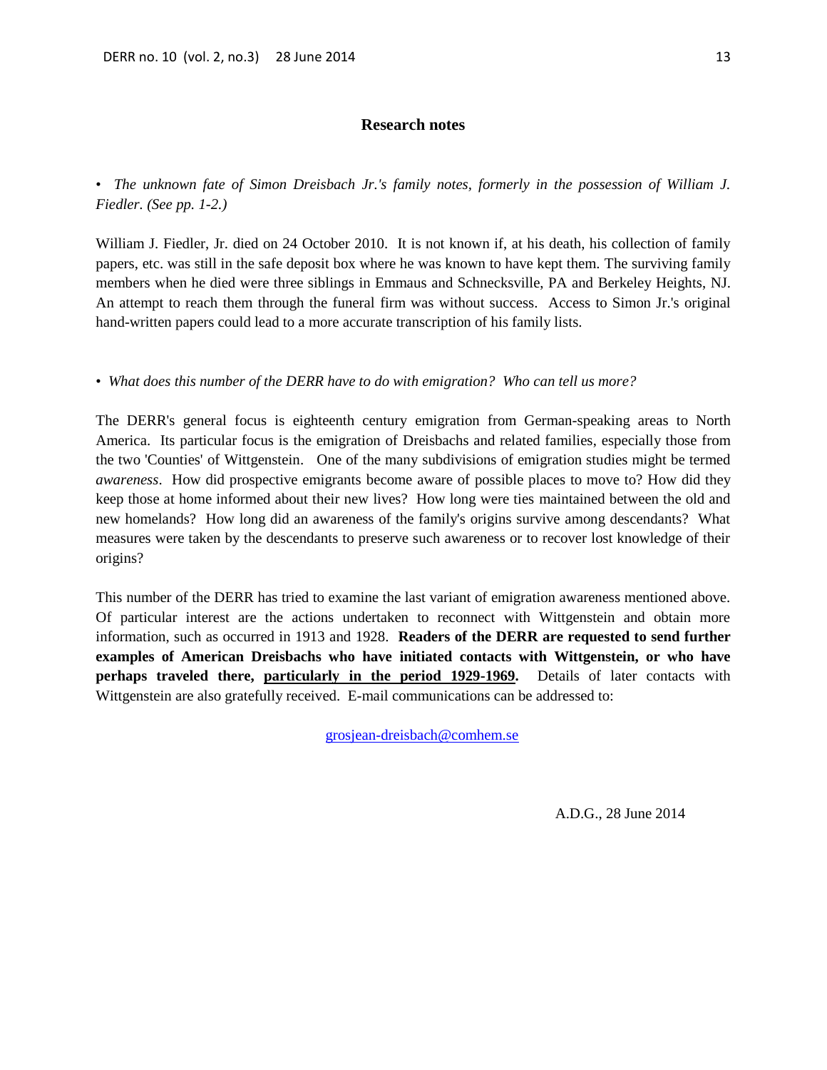## Research notes

• *The unknown fate of Simon Dreisbach Jr.'s family notes, formerly in the possession of William J. Fiedler. (See pp. 1-2.)*

William J. Fiedler, Jr. died on 24 October 2010. It is not known if, at his death, his collection of family papers, etc. was still in the safe deposit box where he was known to have kept them. The surviving family members when he died were three siblings in Emmaus and Schnecksville, PA and Berkeley Heights, NJ. An attempt to reach them through the funeral firm was without success. Access to Simon Jr.'s original hand-written papers could lead to a more accurate transcription of his family lists.

• *What does this number of the DERR have to do with emigration? Who can tell us more?*

The DERR's general focus is eighteenth century emigration from German-speaking areas to North America. Its particular focus is the emigration of Dreisbachs and related families, especially those from the two 'Counties' of Wittgenstein. One of the many subdivisions of emigration studies might be termed *awareness*. How did prospective emigrants become aware of possible places to move to? How did they keep those at home informed about their new lives? How long were ties maintained between the old and new homelands? How long did an awareness of the family's origins survive among descendants? What measures were taken by the descendants to preserve such awareness or to recover lost knowledge of their origins?

This number of the DERR has tried to examine the last variant of emigration awareness mentioned above. Of particular interest are the actions undertaken to reconnect with Wittgenstein and obtain more information, such as occurred in 1913 and 1928. **Readers of the DERR are requested to send further examples of American Dreisbachs who have initiated contacts with Wittgenstein, or who have perhaps traveled there, <u>particularly in the period 1929-1969</u>.** Details of later contacts with Wittgenstein are also gratefully received. E-mail communications can be addressed to:

grosjean-dreisbach@comhem.se

A.D.G., 28 June 2014